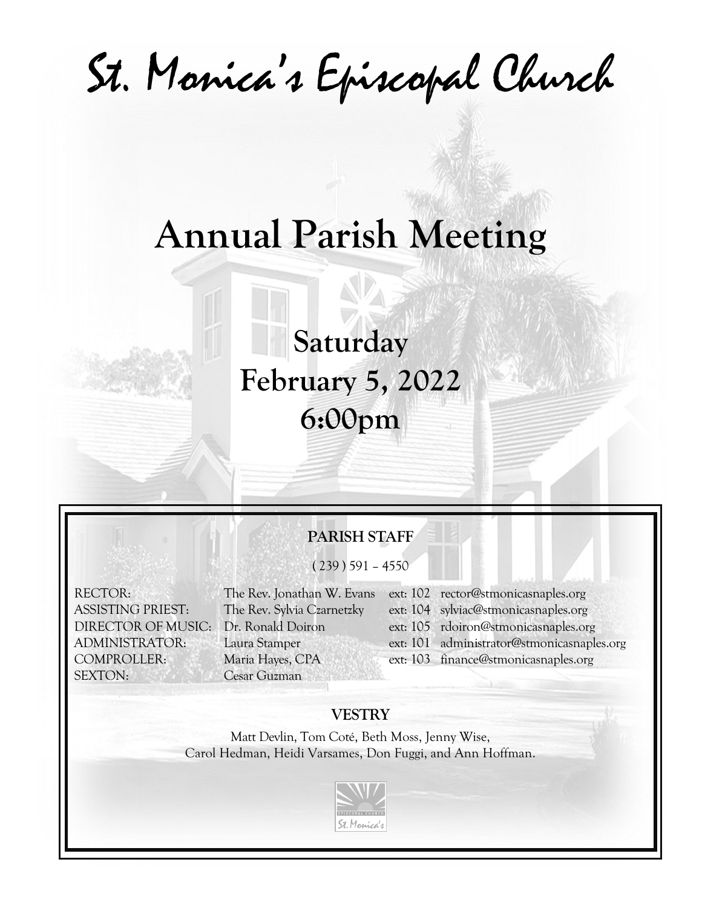# St. Monica's Episcopal Church

## Annual Parish Meeting

**Saturday**
**February 5, 2022**
**6:00pm**

### PARISH STAFF

( 239 ) 591 – 4550

| | | | |
|---|---|---|---|
| RECTOR: | The Rev. Jonathan W. Evans | ext: 102 | rector@stmonicasnaples.org |
| ASSISTING PRIEST: | The Rev. Sylvia Czarnetzky | ext: 104 | sylviac@stmonicasnaples.org |
| DIRECTOR OF MUSIC: | Dr. Ronald Doiron | ext: 105 | rdoiron@stmonicasnaples.org |
| ADMINISTRATOR: | Laura Stamper | ext: 101 | administrator@stmonicasnaples.org |
| COMPROLLER: | Maria Hayes, CPA | ext: 103 | finance@stmonicasnaples.org |
| SEXTON: | Cesar Guzman | | |

### VESTRY

Matt Devlin, Tom Coté, Beth Moss, Jenny Wise,
Carol Hedman, Heidi Varsames, Don Fuggi, and Ann Hoffman.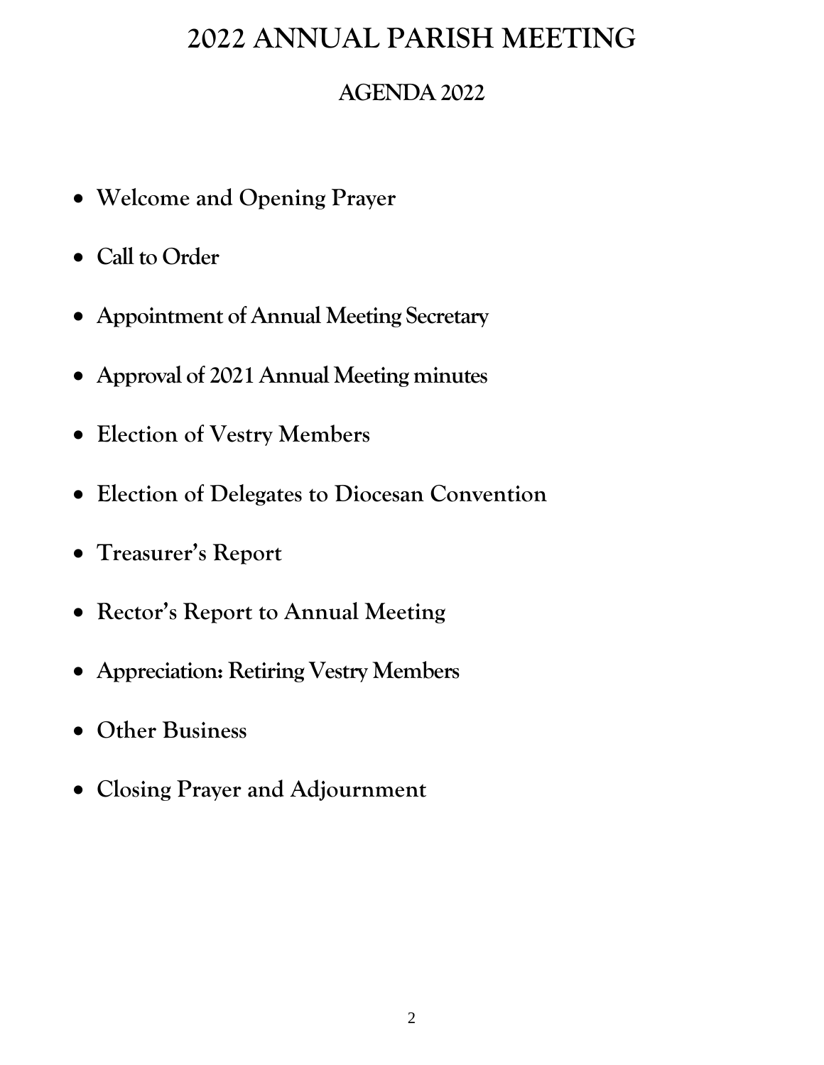# 2022 ANNUAL PARISH MEETING

## AGENDA 2022

- **Welcome and Opening Prayer**
- **Call to Order**
- **Appointment of Annual Meeting Secretary**
- **Approval of 2021 Annual Meeting minutes**
- **Election of Vestry Members**
- **Election of Delegates to Diocesan Convention**
- **Treasurer's Report**
- **Rector's Report to Annual Meeting**
- **Appreciation: Retiring Vestry Members**
- **Other Business**
- **Closing Prayer and Adjournment**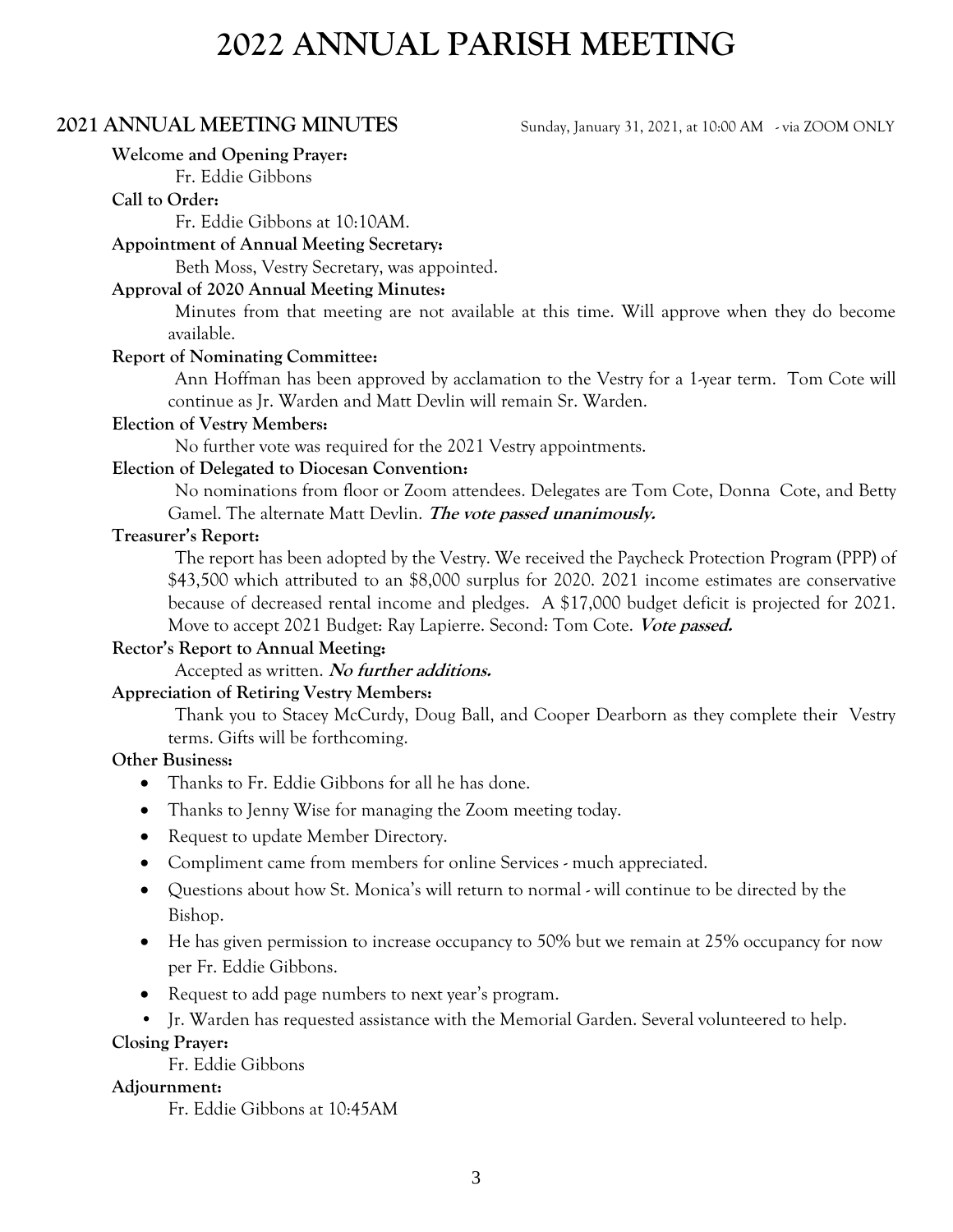# 2022 ANNUAL PARISH MEETING

## 2021 ANNUAL MEETING MINUTES

Sunday, January 31, 2021, at 10:00 AM - via ZOOM ONLY

**Welcome and Opening Prayer:**

Fr. Eddie Gibbons

**Call to Order:**

Fr. Eddie Gibbons at 10:10AM.

**Appointment of Annual Meeting Secretary:**

Beth Moss, Vestry Secretary, was appointed.

**Approval of 2020 Annual Meeting Minutes:**

Minutes from that meeting are not available at this time. Will approve when they do become available.

**Report of Nominating Committee:**

Ann Hoffman has been approved by acclamation to the Vestry for a 1-year term. Tom Cote will continue as Jr. Warden and Matt Devlin will remain Sr. Warden.

**Election of Vestry Members:**

No further vote was required for the 2021 Vestry appointments.

**Election of Delegated to Diocesan Convention:**

No nominations from floor or Zoom attendees. Delegates are Tom Cote, Donna Cote, and Betty Gamel. The alternate Matt Devlin. ***The vote passed unanimously.***

**Treasurer's Report:**

The report has been adopted by the Vestry. We received the Paycheck Protection Program (PPP) of $43,500 which attributed to an $8,000 surplus for 2020. 2021 income estimates are conservative because of decreased rental income and pledges. A $17,000 budget deficit is projected for 2021. Move to accept 2021 Budget: Ray Lapierre. Second: Tom Cote. ***Vote passed.***

**Rector's Report to Annual Meeting:**

Accepted as written. ***No further additions.***

**Appreciation of Retiring Vestry Members:**

Thank you to Stacey McCurdy, Doug Ball, and Cooper Dearborn as they complete their Vestry terms. Gifts will be forthcoming.

**Other Business:**

- Thanks to Fr. Eddie Gibbons for all he has done.
- Thanks to Jenny Wise for managing the Zoom meeting today.
- Request to update Member Directory.
- Compliment came from members for online Services - much appreciated.
- Questions about how St. Monica's will return to normal - will continue to be directed by the Bishop.
- He has given permission to increase occupancy to 50% but we remain at 25% occupancy for now per Fr. Eddie Gibbons.
- Request to add page numbers to next year's program.
- Jr. Warden has requested assistance with the Memorial Garden. Several volunteered to help.

**Closing Prayer:**

Fr. Eddie Gibbons

**Adjournment:**

Fr. Eddie Gibbons at 10:45AM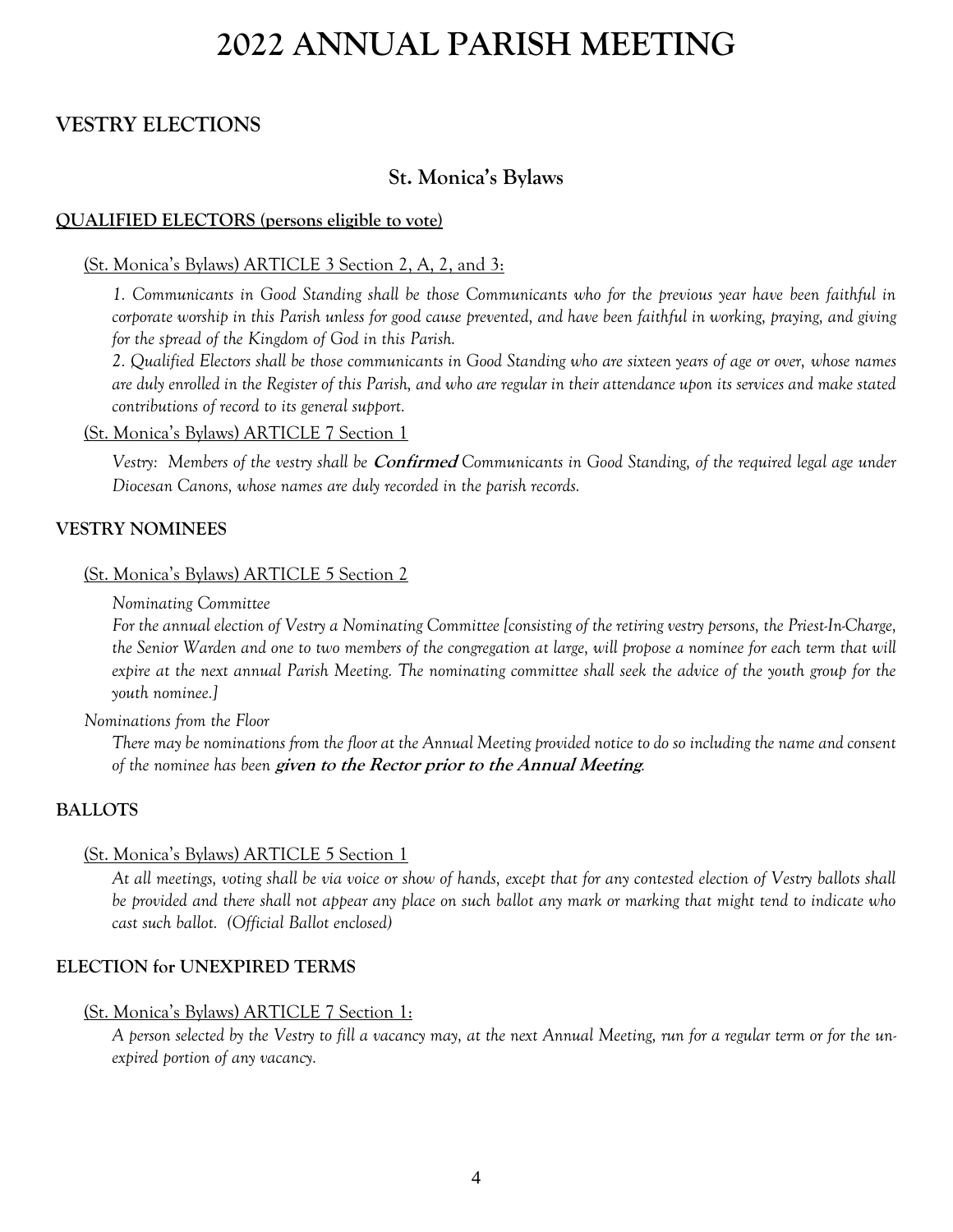# 2022 ANNUAL PARISH MEETING

## VESTRY ELECTIONS

### St. Monica's Bylaws

**QUALIFIED ELECTORS (persons eligible to vote)**

(St. Monica's Bylaws) ARTICLE 3 Section 2, A, 2, and 3:

*1. Communicants in Good Standing shall be those Communicants who for the previous year have been faithful in corporate worship in this Parish unless for good cause prevented, and have been faithful in working, praying, and giving for the spread of the Kingdom of God in this Parish.*

*2. Qualified Electors shall be those communicants in Good Standing who are sixteen years of age or over, whose names are duly enrolled in the Register of this Parish, and who are regular in their attendance upon its services and make stated contributions of record to its general support.*

(St. Monica's Bylaws) ARTICLE 7 Section 1

*Vestry: Members of the vestry shall be* ***Confirmed*** *Communicants in Good Standing, of the required legal age under Diocesan Canons, whose names are duly recorded in the parish records.*

**VESTRY NOMINEES**

(St. Monica's Bylaws) ARTICLE 5 Section 2

*Nominating Committee*

*For the annual election of Vestry a Nominating Committee [consisting of the retiring vestry persons, the Priest-In-Charge, the Senior Warden and one to two members of the congregation at large, will propose a nominee for each term that will expire at the next annual Parish Meeting. The nominating committee shall seek the advice of the youth group for the youth nominee.]*

*Nominations from the Floor*

*There may be nominations from the floor at the Annual Meeting provided notice to do so including the name and consent of the nominee has been* ***given to the Rector prior to the Annual Meeting****.*

**BALLOTS**

(St. Monica's Bylaws) ARTICLE 5 Section 1

*At all meetings, voting shall be via voice or show of hands, except that for any contested election of Vestry ballots shall be provided and there shall not appear any place on such ballot any mark or marking that might tend to indicate who cast such ballot. (Official Ballot enclosed)*

**ELECTION for UNEXPIRED TERMS**

(St. Monica's Bylaws) ARTICLE 7 Section 1:

*A person selected by the Vestry to fill a vacancy may, at the next Annual Meeting, run for a regular term or for the unexpired portion of any vacancy.*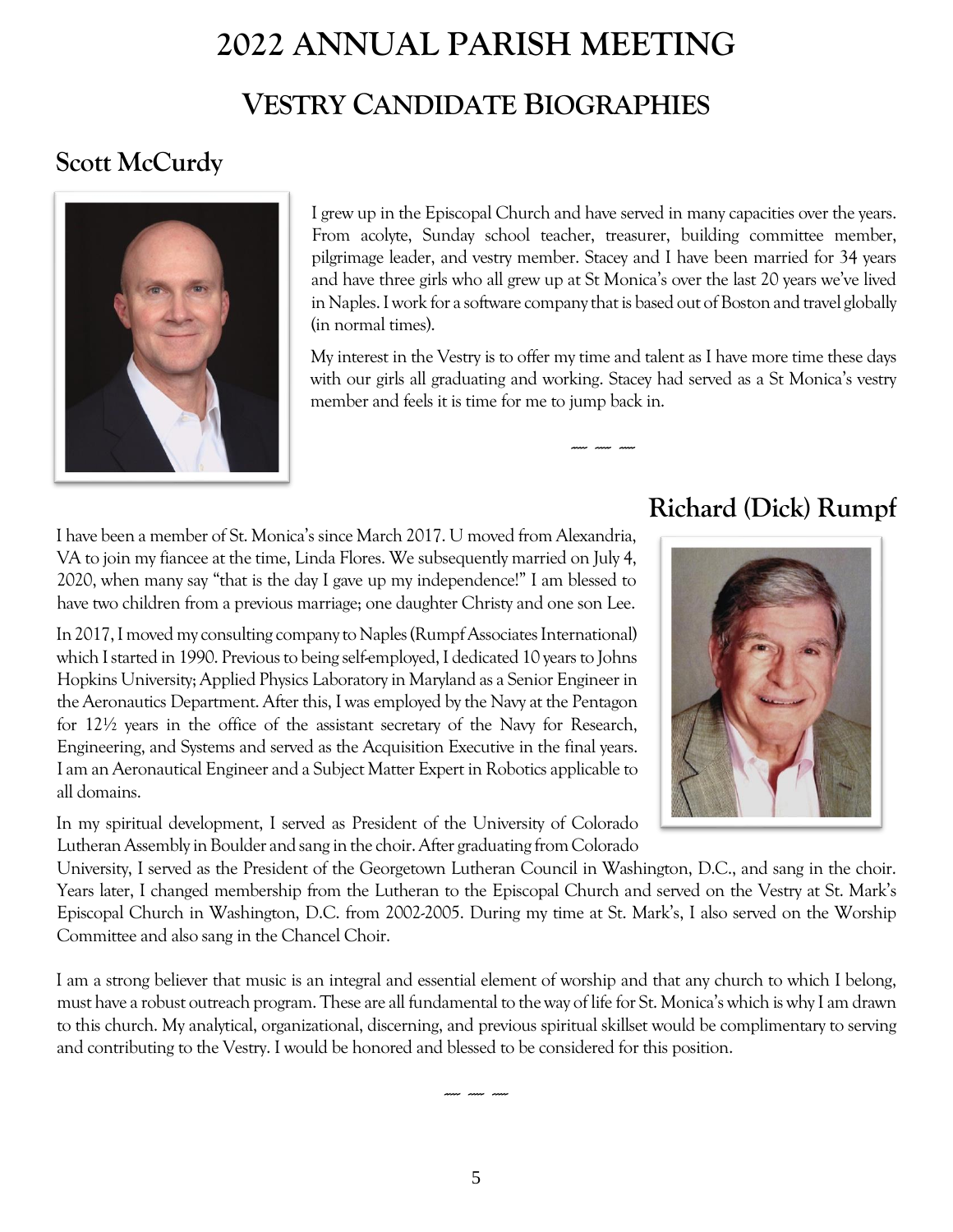# 2022 ANNUAL PARISH MEETING

## VESTRY CANDIDATE BIOGRAPHIES

### Scott McCurdy

I grew up in the Episcopal Church and have served in many capacities over the years. From acolyte, Sunday school teacher, treasurer, building committee member, pilgrimage leader, and vestry member. Stacey and I have been married for 34 years and have three girls who all grew up at St Monica's over the last 20 years we've lived in Naples. I work for a software company that is based out of Boston and travel globally (in normal times).

My interest in the Vestry is to offer my time and talent as I have more time these days with our girls all graduating and working. Stacey had served as a St Monica's vestry member and feels it is time for me to jump back in.

~~~ ~~~ ~~~

### Richard (Dick) Rumpf

I have been a member of St. Monica's since March 2017. U moved from Alexandria, VA to join my fiancee at the time, Linda Flores. We subsequently married on July 4, 2020, when many say "that is the day I gave up my independence!" I am blessed to have two children from a previous marriage; one daughter Christy and one son Lee.

In 2017, I moved my consulting company to Naples (Rumpf Associates International) which I started in 1990. Previous to being self-employed, I dedicated 10 years to Johns Hopkins University; Applied Physics Laboratory in Maryland as a Senior Engineer in the Aeronautics Department. After this, I was employed by the Navy at the Pentagon for 12½ years in the office of the assistant secretary of the Navy for Research, Engineering, and Systems and served as the Acquisition Executive in the final years. I am an Aeronautical Engineer and a Subject Matter Expert in Robotics applicable to all domains.

In my spiritual development, I served as President of the University of Colorado Lutheran Assembly in Boulder and sang in the choir. After graduating from Colorado University, I served as the President of the Georgetown Lutheran Council in Washington, D.C., and sang in the choir. Years later, I changed membership from the Lutheran to the Episcopal Church and served on the Vestry at St. Mark's Episcopal Church in Washington, D.C. from 2002-2005. During my time at St. Mark's, I also served on the Worship Committee and also sang in the Chancel Choir.

I am a strong believer that music is an integral and essential element of worship and that any church to which I belong, must have a robust outreach program. These are all fundamental to the way of life for St. Monica's which is why I am drawn to this church. My analytical, organizational, discerning, and previous spiritual skillset would be complimentary to serving and contributing to the Vestry. I would be honored and blessed to be considered for this position.

~~~ ~~~ ~~~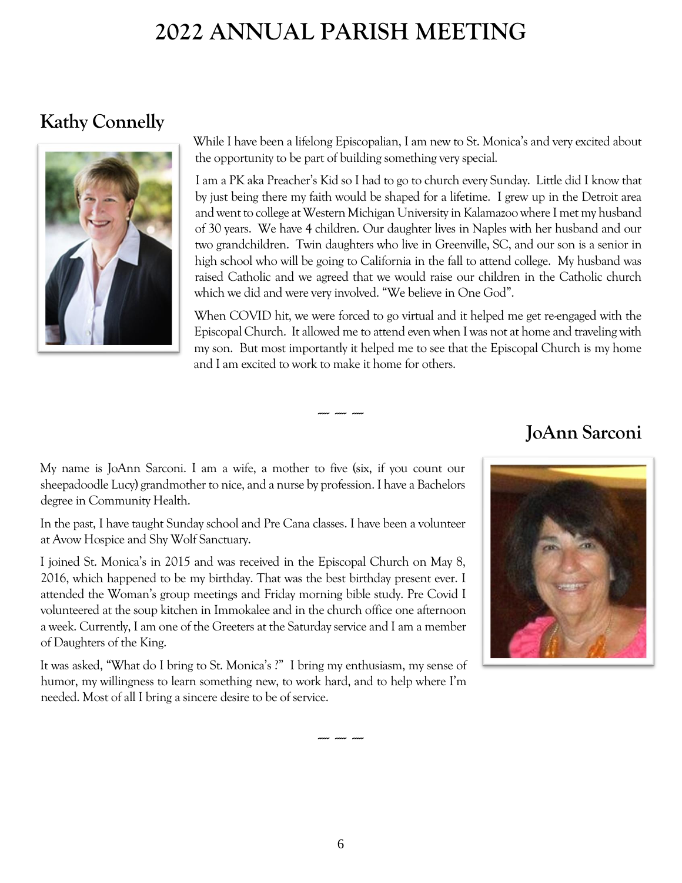# 2022 ANNUAL PARISH MEETING

## Kathy Connelly

While I have been a lifelong Episcopalian, I am new to St. Monica's and very excited about the opportunity to be part of building something very special.

I am a PK aka Preacher's Kid so I had to go to church every Sunday. Little did I know that by just being there my faith would be shaped for a lifetime. I grew up in the Detroit area and went to college at Western Michigan University in Kalamazoo where I met my husband of 30 years. We have 4 children. Our daughter lives in Naples with her husband and our two grandchildren. Twin daughters who live in Greenville, SC, and our son is a senior in high school who will be going to California in the fall to attend college. My husband was raised Catholic and we agreed that we would raise our children in the Catholic church which we did and were very involved. "We believe in One God".

When COVID hit, we were forced to go virtual and it helped me get re-engaged with the Episcopal Church. It allowed me to attend even when I was not at home and traveling with my son. But most importantly it helped me to see that the Episcopal Church is my home and I am excited to work to make it home for others.

~ ~ ~

## JoAnn Sarconi

My name is JoAnn Sarconi. I am a wife, a mother to five (six, if you count our sheepadoodle Lucy) grandmother to nice, and a nurse by profession. I have a Bachelors degree in Community Health.

In the past, I have taught Sunday school and Pre Cana classes. I have been a volunteer at Avow Hospice and Shy Wolf Sanctuary.

I joined St. Monica's in 2015 and was received in the Episcopal Church on May 8, 2016, which happened to be my birthday. That was the best birthday present ever. I attended the Woman's group meetings and Friday morning bible study. Pre Covid I volunteered at the soup kitchen in Immokalee and in the church office one afternoon a week. Currently, I am one of the Greeters at the Saturday service and I am a member of Daughters of the King.

It was asked, "What do I bring to St. Monica's ?" I bring my enthusiasm, my sense of humor, my willingness to learn something new, to work hard, and to help where I'm needed. Most of all I bring a sincere desire to be of service.

~ ~ ~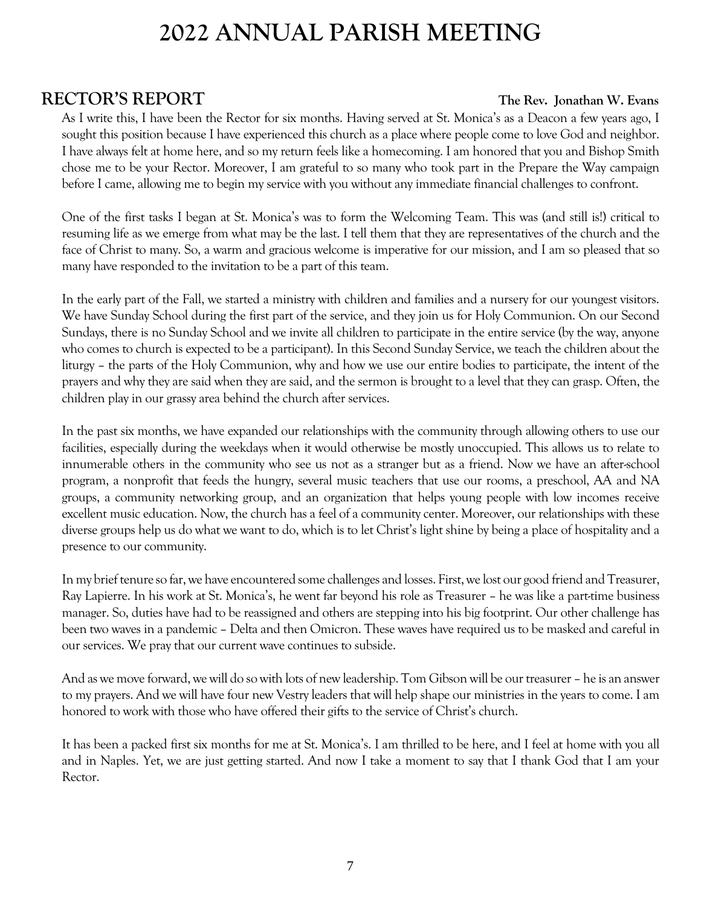# 2022 ANNUAL PARISH MEETING

## RECTOR'S REPORT

**The Rev. Jonathan W. Evans**

As I write this, I have been the Rector for six months. Having served at St. Monica's as a Deacon a few years ago, I sought this position because I have experienced this church as a place where people come to love God and neighbor. I have always felt at home here, and so my return feels like a homecoming. I am honored that you and Bishop Smith chose me to be your Rector. Moreover, I am grateful to so many who took part in the Prepare the Way campaign before I came, allowing me to begin my service with you without any immediate financial challenges to confront.

One of the first tasks I began at St. Monica's was to form the Welcoming Team. This was (and still is!) critical to resuming life as we emerge from what may be the last. I tell them that they are representatives of the church and the face of Christ to many. So, a warm and gracious welcome is imperative for our mission, and I am so pleased that so many have responded to the invitation to be a part of this team.

In the early part of the Fall, we started a ministry with children and families and a nursery for our youngest visitors. We have Sunday School during the first part of the service, and they join us for Holy Communion. On our Second Sundays, there is no Sunday School and we invite all children to participate in the entire service (by the way, anyone who comes to church is expected to be a participant). In this Second Sunday Service, we teach the children about the liturgy – the parts of the Holy Communion, why and how we use our entire bodies to participate, the intent of the prayers and why they are said when they are said, and the sermon is brought to a level that they can grasp. Often, the children play in our grassy area behind the church after services.

In the past six months, we have expanded our relationships with the community through allowing others to use our facilities, especially during the weekdays when it would otherwise be mostly unoccupied. This allows us to relate to innumerable others in the community who see us not as a stranger but as a friend. Now we have an after-school program, a nonprofit that feeds the hungry, several music teachers that use our rooms, a preschool, AA and NA groups, a community networking group, and an organization that helps young people with low incomes receive excellent music education. Now, the church has a feel of a community center. Moreover, our relationships with these diverse groups help us do what we want to do, which is to let Christ's light shine by being a place of hospitality and a presence to our community.

In my brief tenure so far, we have encountered some challenges and losses. First, we lost our good friend and Treasurer, Ray Lapierre. In his work at St. Monica's, he went far beyond his role as Treasurer – he was like a part-time business manager. So, duties have had to be reassigned and others are stepping into his big footprint. Our other challenge has been two waves in a pandemic – Delta and then Omicron. These waves have required us to be masked and careful in our services. We pray that our current wave continues to subside.

And as we move forward, we will do so with lots of new leadership. Tom Gibson will be our treasurer – he is an answer to my prayers. And we will have four new Vestry leaders that will help shape our ministries in the years to come. I am honored to work with those who have offered their gifts to the service of Christ's church.

It has been a packed first six months for me at St. Monica's. I am thrilled to be here, and I feel at home with you all and in Naples. Yet, we are just getting started. And now I take a moment to say that I thank God that I am your Rector.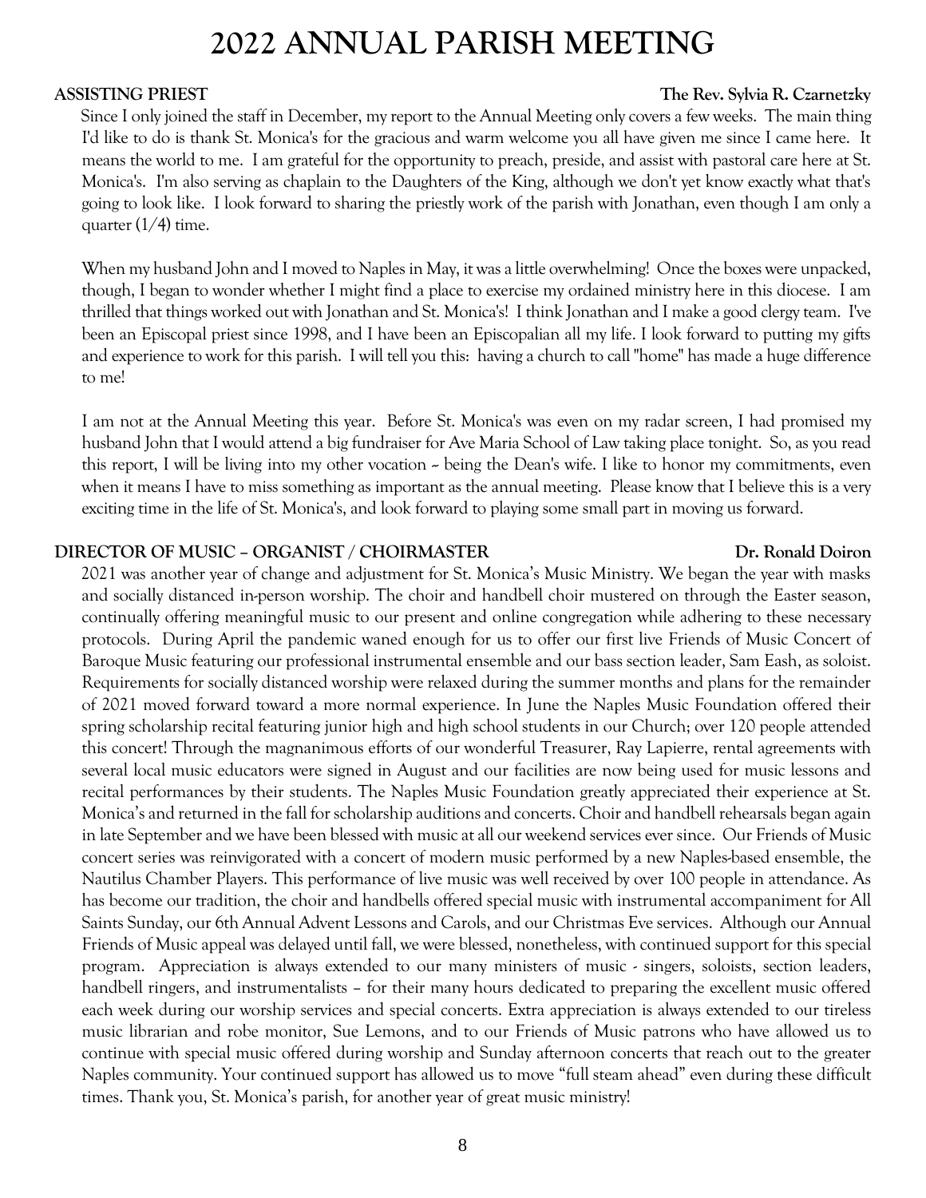# 2022 ANNUAL PARISH MEETING

**ASSISTING PRIEST** **The Rev. Sylvia R. Czarnetzky**

Since I only joined the staff in December, my report to the Annual Meeting only covers a few weeks. The main thing I'd like to do is thank St. Monica's for the gracious and warm welcome you all have given me since I came here. It means the world to me. I am grateful for the opportunity to preach, preside, and assist with pastoral care here at St. Monica's. I'm also serving as chaplain to the Daughters of the King, although we don't yet know exactly what that's going to look like. I look forward to sharing the priestly work of the parish with Jonathan, even though I am only a quarter (1/4) time.

When my husband John and I moved to Naples in May, it was a little overwhelming! Once the boxes were unpacked, though, I began to wonder whether I might find a place to exercise my ordained ministry here in this diocese. I am thrilled that things worked out with Jonathan and St. Monica's! I think Jonathan and I make a good clergy team. I've been an Episcopal priest since 1998, and I have been an Episcopalian all my life. I look forward to putting my gifts and experience to work for this parish. I will tell you this: having a church to call "home" has made a huge difference to me!

I am not at the Annual Meeting this year. Before St. Monica's was even on my radar screen, I had promised my husband John that I would attend a big fundraiser for Ave Maria School of Law taking place tonight. So, as you read this report, I will be living into my other vocation ~ being the Dean's wife. I like to honor my commitments, even when it means I have to miss something as important as the annual meeting. Please know that I believe this is a very exciting time in the life of St. Monica's, and look forward to playing some small part in moving us forward.

**DIRECTOR OF MUSIC – ORGANIST / CHOIRMASTER** **Dr. Ronald Doiron**

2021 was another year of change and adjustment for St. Monica's Music Ministry. We began the year with masks and socially distanced in-person worship. The choir and handbell choir mustered on through the Easter season, continually offering meaningful music to our present and online congregation while adhering to these necessary protocols. During April the pandemic waned enough for us to offer our first live Friends of Music Concert of Baroque Music featuring our professional instrumental ensemble and our bass section leader, Sam Eash, as soloist. Requirements for socially distanced worship were relaxed during the summer months and plans for the remainder of 2021 moved forward toward a more normal experience. In June the Naples Music Foundation offered their spring scholarship recital featuring junior high and high school students in our Church; over 120 people attended this concert! Through the magnanimous efforts of our wonderful Treasurer, Ray Lapierre, rental agreements with several local music educators were signed in August and our facilities are now being used for music lessons and recital performances by their students. The Naples Music Foundation greatly appreciated their experience at St. Monica's and returned in the fall for scholarship auditions and concerts. Choir and handbell rehearsals began again in late September and we have been blessed with music at all our weekend services ever since. Our Friends of Music concert series was reinvigorated with a concert of modern music performed by a new Naples-based ensemble, the Nautilus Chamber Players. This performance of live music was well received by over 100 people in attendance. As has become our tradition, the choir and handbells offered special music with instrumental accompaniment for All Saints Sunday, our 6th Annual Advent Lessons and Carols, and our Christmas Eve services. Although our Annual Friends of Music appeal was delayed until fall, we were blessed, nonetheless, with continued support for this special program. Appreciation is always extended to our many ministers of music - singers, soloists, section leaders, handbell ringers, and instrumentalists – for their many hours dedicated to preparing the excellent music offered each week during our worship services and special concerts. Extra appreciation is always extended to our tireless music librarian and robe monitor, Sue Lemons, and to our Friends of Music patrons who have allowed us to continue with special music offered during worship and Sunday afternoon concerts that reach out to the greater Naples community. Your continued support has allowed us to move "full steam ahead" even during these difficult times. Thank you, St. Monica's parish, for another year of great music ministry!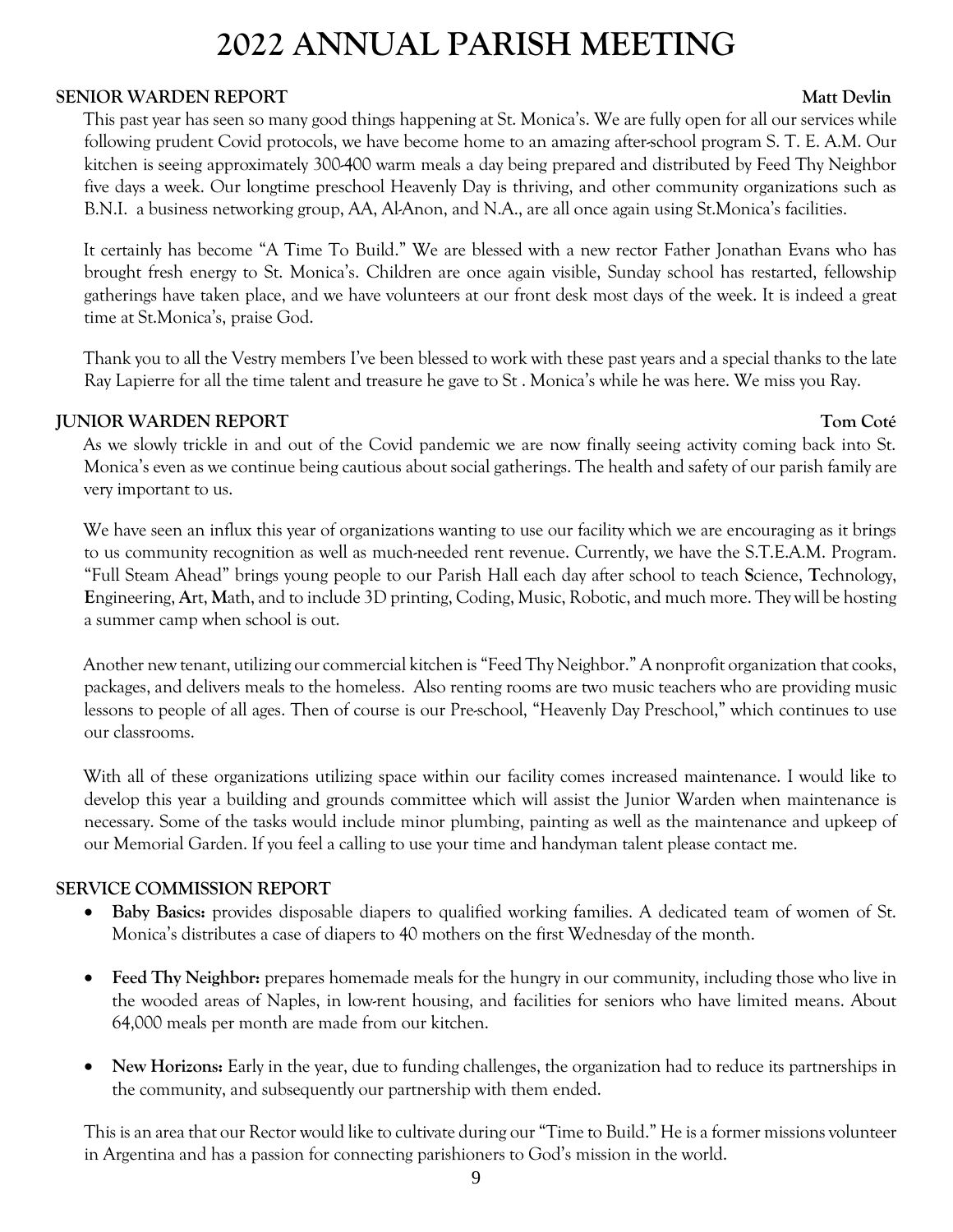# 2022 ANNUAL PARISH MEETING

## SENIOR WARDEN REPORT — Matt Devlin

This past year has seen so many good things happening at St. Monica's. We are fully open for all our services while following prudent Covid protocols, we have become home to an amazing after-school program S. T. E. A.M. Our kitchen is seeing approximately 300-400 warm meals a day being prepared and distributed by Feed Thy Neighbor five days a week. Our longtime preschool Heavenly Day is thriving, and other community organizations such as B.N.I. a business networking group, AA, Al-Anon, and N.A., are all once again using St.Monica's facilities.

It certainly has become "A Time To Build." We are blessed with a new rector Father Jonathan Evans who has brought fresh energy to St. Monica's. Children are once again visible, Sunday school has restarted, fellowship gatherings have taken place, and we have volunteers at our front desk most days of the week. It is indeed a great time at St.Monica's, praise God.

Thank you to all the Vestry members I've been blessed to work with these past years and a special thanks to the late Ray Lapierre for all the time talent and treasure he gave to St . Monica's while he was here. We miss you Ray.

## JUNIOR WARDEN REPORT — Tom Coté

As we slowly trickle in and out of the Covid pandemic we are now finally seeing activity coming back into St. Monica's even as we continue being cautious about social gatherings. The health and safety of our parish family are very important to us.

We have seen an influx this year of organizations wanting to use our facility which we are encouraging as it brings to us community recognition as well as much-needed rent revenue. Currently, we have the S.T.E.A.M. Program. "Full Steam Ahead" brings young people to our Parish Hall each day after school to teach **S**cience, **T**echnology, **E**ngineering, **A**rt, **M**ath, and to include 3D printing, Coding, Music, Robotic, and much more. They will be hosting a summer camp when school is out.

Another new tenant, utilizing our commercial kitchen is "Feed Thy Neighbor." A nonprofit organization that cooks, packages, and delivers meals to the homeless. Also renting rooms are two music teachers who are providing music lessons to people of all ages. Then of course is our Pre-school, "Heavenly Day Preschool," which continues to use our classrooms.

With all of these organizations utilizing space within our facility comes increased maintenance. I would like to develop this year a building and grounds committee which will assist the Junior Warden when maintenance is necessary. Some of the tasks would include minor plumbing, painting as well as the maintenance and upkeep of our Memorial Garden. If you feel a calling to use your time and handyman talent please contact me.

## SERVICE COMMISSION REPORT

- **Baby Basics:** provides disposable diapers to qualified working families. A dedicated team of women of St. Monica's distributes a case of diapers to 40 mothers on the first Wednesday of the month.
- **Feed Thy Neighbor:** prepares homemade meals for the hungry in our community, including those who live in the wooded areas of Naples, in low-rent housing, and facilities for seniors who have limited means. About 64,000 meals per month are made from our kitchen.
- **New Horizons:** Early in the year, due to funding challenges, the organization had to reduce its partnerships in the community, and subsequently our partnership with them ended.

This is an area that our Rector would like to cultivate during our "Time to Build." He is a former missions volunteer in Argentina and has a passion for connecting parishioners to God's mission in the world.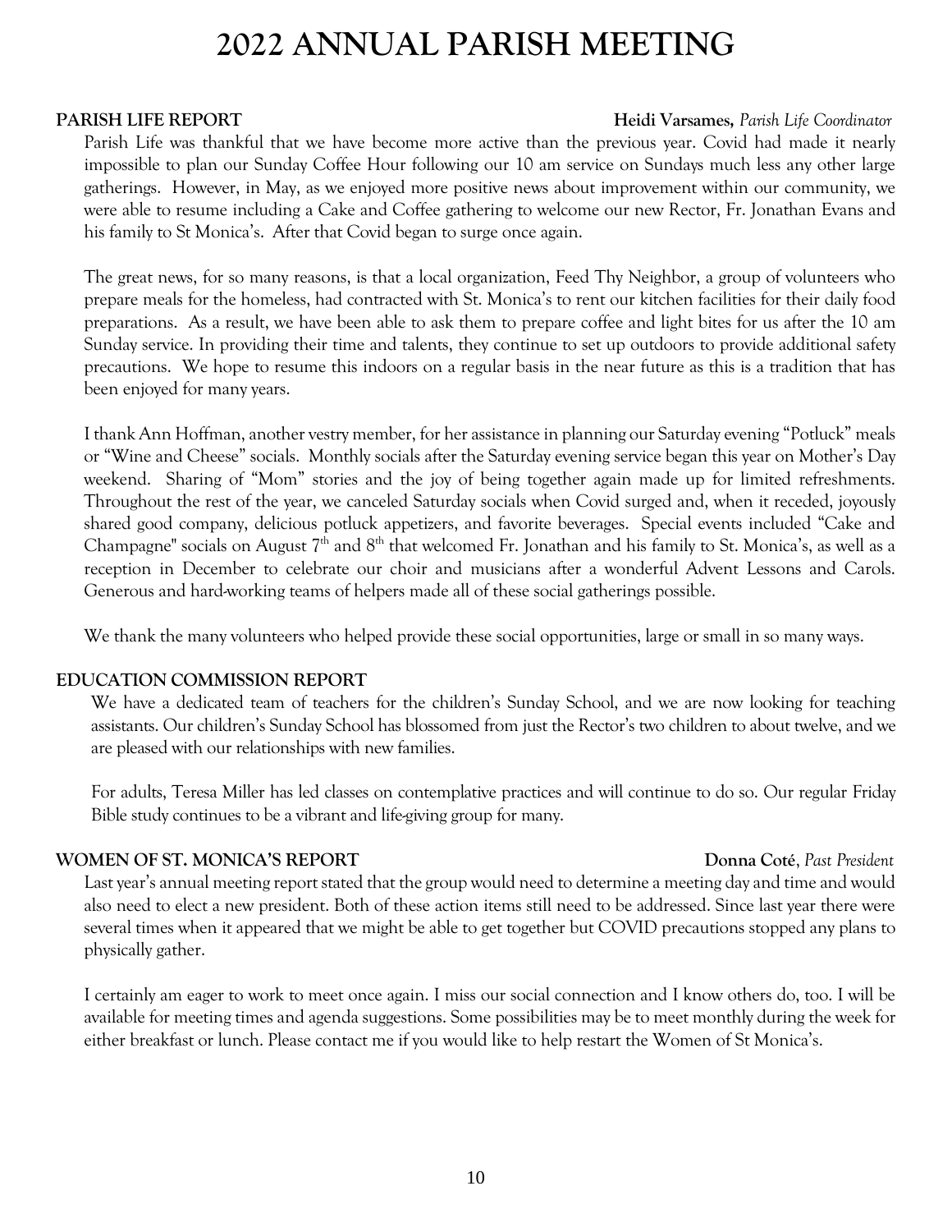# 2022 ANNUAL PARISH MEETING

**PARISH LIFE REPORT** **Heidi Varsames,** *Parish Life Coordinator*

Parish Life was thankful that we have become more active than the previous year. Covid had made it nearly impossible to plan our Sunday Coffee Hour following our 10 am service on Sundays much less any other large gatherings. However, in May, as we enjoyed more positive news about improvement within our community, we were able to resume including a Cake and Coffee gathering to welcome our new Rector, Fr. Jonathan Evans and his family to St Monica's. After that Covid began to surge once again.

The great news, for so many reasons, is that a local organization, Feed Thy Neighbor, a group of volunteers who prepare meals for the homeless, had contracted with St. Monica's to rent our kitchen facilities for their daily food preparations. As a result, we have been able to ask them to prepare coffee and light bites for us after the 10 am Sunday service. In providing their time and talents, they continue to set up outdoors to provide additional safety precautions. We hope to resume this indoors on a regular basis in the near future as this is a tradition that has been enjoyed for many years.

I thank Ann Hoffman, another vestry member, for her assistance in planning our Saturday evening "Potluck" meals or "Wine and Cheese" socials. Monthly socials after the Saturday evening service began this year on Mother's Day weekend. Sharing of "Mom" stories and the joy of being together again made up for limited refreshments. Throughout the rest of the year, we canceled Saturday socials when Covid surged and, when it receded, joyously shared good company, delicious potluck appetizers, and favorite beverages. Special events included "Cake and Champagne" socials on August 7th and 8th that welcomed Fr. Jonathan and his family to St. Monica's, as well as a reception in December to celebrate our choir and musicians after a wonderful Advent Lessons and Carols. Generous and hard-working teams of helpers made all of these social gatherings possible.

We thank the many volunteers who helped provide these social opportunities, large or small in so many ways.

**EDUCATION COMMISSION REPORT**

We have a dedicated team of teachers for the children's Sunday School, and we are now looking for teaching assistants. Our children's Sunday School has blossomed from just the Rector's two children to about twelve, and we are pleased with our relationships with new families.

For adults, Teresa Miller has led classes on contemplative practices and will continue to do so. Our regular Friday Bible study continues to be a vibrant and life-giving group for many.

**WOMEN OF ST. MONICA'S REPORT** **Donna Coté**, *Past President*

Last year's annual meeting report stated that the group would need to determine a meeting day and time and would also need to elect a new president. Both of these action items still need to be addressed. Since last year there were several times when it appeared that we might be able to get together but COVID precautions stopped any plans to physically gather.

I certainly am eager to work to meet once again. I miss our social connection and I know others do, too. I will be available for meeting times and agenda suggestions. Some possibilities may be to meet monthly during the week for either breakfast or lunch. Please contact me if you would like to help restart the Women of St Monica's.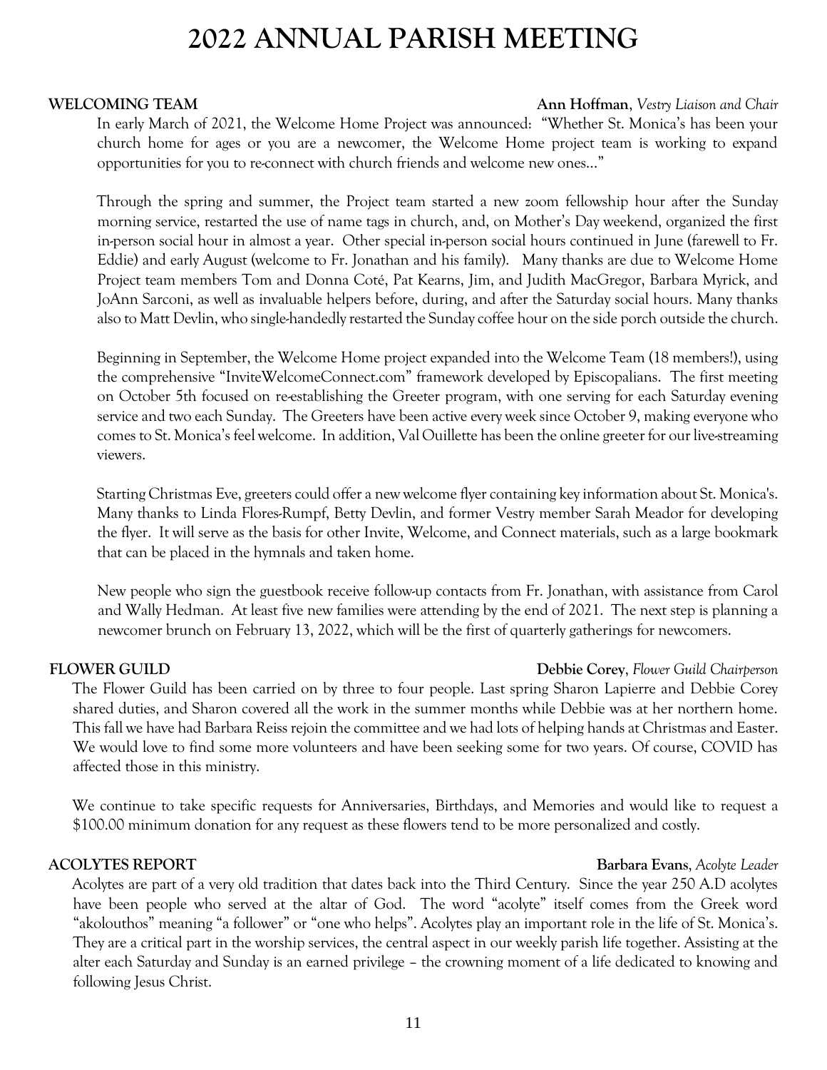# 2022 ANNUAL PARISH MEETING

**WELCOMING TEAM** **Ann Hoffman**, *Vestry Liaison and Chair*

In early March of 2021, the Welcome Home Project was announced: "Whether St. Monica's has been your church home for ages or you are a newcomer, the Welcome Home project team is working to expand opportunities for you to re-connect with church friends and welcome new ones…"

Through the spring and summer, the Project team started a new zoom fellowship hour after the Sunday morning service, restarted the use of name tags in church, and, on Mother's Day weekend, organized the first in-person social hour in almost a year. Other special in-person social hours continued in June (farewell to Fr. Eddie) and early August (welcome to Fr. Jonathan and his family). Many thanks are due to Welcome Home Project team members Tom and Donna Coté, Pat Kearns, Jim, and Judith MacGregor, Barbara Myrick, and JoAnn Sarconi, as well as invaluable helpers before, during, and after the Saturday social hours. Many thanks also to Matt Devlin, who single-handedly restarted the Sunday coffee hour on the side porch outside the church.

Beginning in September, the Welcome Home project expanded into the Welcome Team (18 members!), using the comprehensive "InviteWelcomeConnect.com" framework developed by Episcopalians. The first meeting on October 5th focused on re-establishing the Greeter program, with one serving for each Saturday evening service and two each Sunday. The Greeters have been active every week since October 9, making everyone who comes to St. Monica's feel welcome. In addition, Val Ouillette has been the online greeter for our live-streaming viewers.

Starting Christmas Eve, greeters could offer a new welcome flyer containing key information about St. Monica's. Many thanks to Linda Flores-Rumpf, Betty Devlin, and former Vestry member Sarah Meador for developing the flyer. It will serve as the basis for other Invite, Welcome, and Connect materials, such as a large bookmark that can be placed in the hymnals and taken home.

New people who sign the guestbook receive follow-up contacts from Fr. Jonathan, with assistance from Carol and Wally Hedman. At least five new families were attending by the end of 2021. The next step is planning a newcomer brunch on February 13, 2022, which will be the first of quarterly gatherings for newcomers.

**FLOWER GUILD** **Debbie Corey**, *Flower Guild Chairperson*

The Flower Guild has been carried on by three to four people. Last spring Sharon Lapierre and Debbie Corey shared duties, and Sharon covered all the work in the summer months while Debbie was at her northern home. This fall we have had Barbara Reiss rejoin the committee and we had lots of helping hands at Christmas and Easter. We would love to find some more volunteers and have been seeking some for two years. Of course, COVID has affected those in this ministry.

We continue to take specific requests for Anniversaries, Birthdays, and Memories and would like to request a $100.00 minimum donation for any request as these flowers tend to be more personalized and costly.

**ACOLYTES REPORT** **Barbara Evans**, *Acolyte Leader*

Acolytes are part of a very old tradition that dates back into the Third Century. Since the year 250 A.D acolytes have been people who served at the altar of God. The word "acolyte" itself comes from the Greek word "akolouthos" meaning "a follower" or "one who helps". Acolytes play an important role in the life of St. Monica's. They are a critical part in the worship services, the central aspect in our weekly parish life together. Assisting at the alter each Saturday and Sunday is an earned privilege – the crowning moment of a life dedicated to knowing and following Jesus Christ.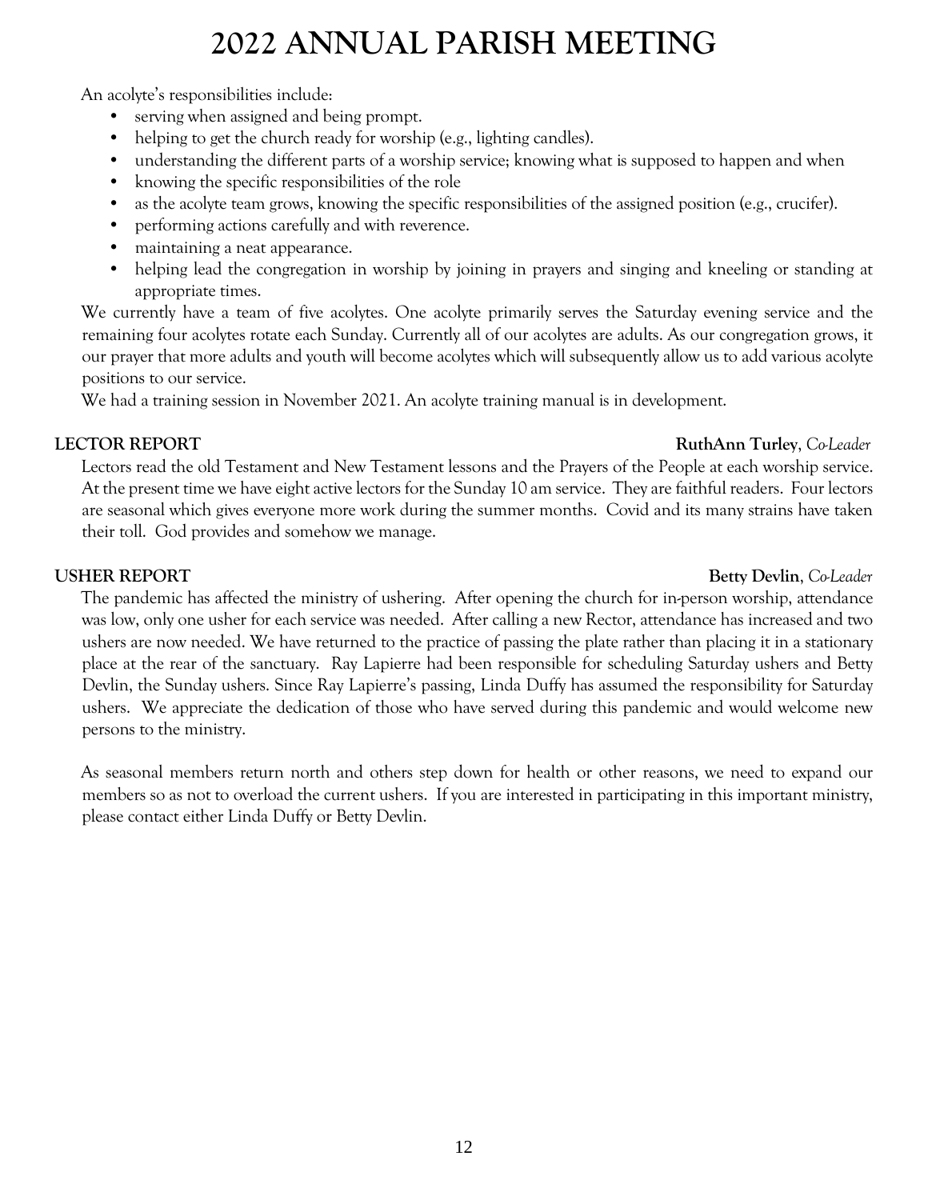# 2022 ANNUAL PARISH MEETING

An acolyte's responsibilities include:

- serving when assigned and being prompt.
- helping to get the church ready for worship (e.g., lighting candles).
- understanding the different parts of a worship service; knowing what is supposed to happen and when
- knowing the specific responsibilities of the role
- as the acolyte team grows, knowing the specific responsibilities of the assigned position (e.g., crucifer).
- performing actions carefully and with reverence.
- maintaining a neat appearance.
- helping lead the congregation in worship by joining in prayers and singing and kneeling or standing at appropriate times.

We currently have a team of five acolytes. One acolyte primarily serves the Saturday evening service and the remaining four acolytes rotate each Sunday. Currently all of our acolytes are adults. As our congregation grows, it our prayer that more adults and youth will become acolytes which will subsequently allow us to add various acolyte positions to our service.

We had a training session in November 2021. An acolyte training manual is in development.

**LECTOR REPORT** **RuthAnn Turley**, *Co-Leader*

Lectors read the old Testament and New Testament lessons and the Prayers of the People at each worship service. At the present time we have eight active lectors for the Sunday 10 am service. They are faithful readers. Four lectors are seasonal which gives everyone more work during the summer months. Covid and its many strains have taken their toll. God provides and somehow we manage.

**USHER REPORT** **Betty Devlin**, *Co-Leader*

The pandemic has affected the ministry of ushering. After opening the church for in-person worship, attendance was low, only one usher for each service was needed. After calling a new Rector, attendance has increased and two ushers are now needed. We have returned to the practice of passing the plate rather than placing it in a stationary place at the rear of the sanctuary. Ray Lapierre had been responsible for scheduling Saturday ushers and Betty Devlin, the Sunday ushers. Since Ray Lapierre's passing, Linda Duffy has assumed the responsibility for Saturday ushers. We appreciate the dedication of those who have served during this pandemic and would welcome new persons to the ministry.

As seasonal members return north and others step down for health or other reasons, we need to expand our members so as not to overload the current ushers. If you are interested in participating in this important ministry, please contact either Linda Duffy or Betty Devlin.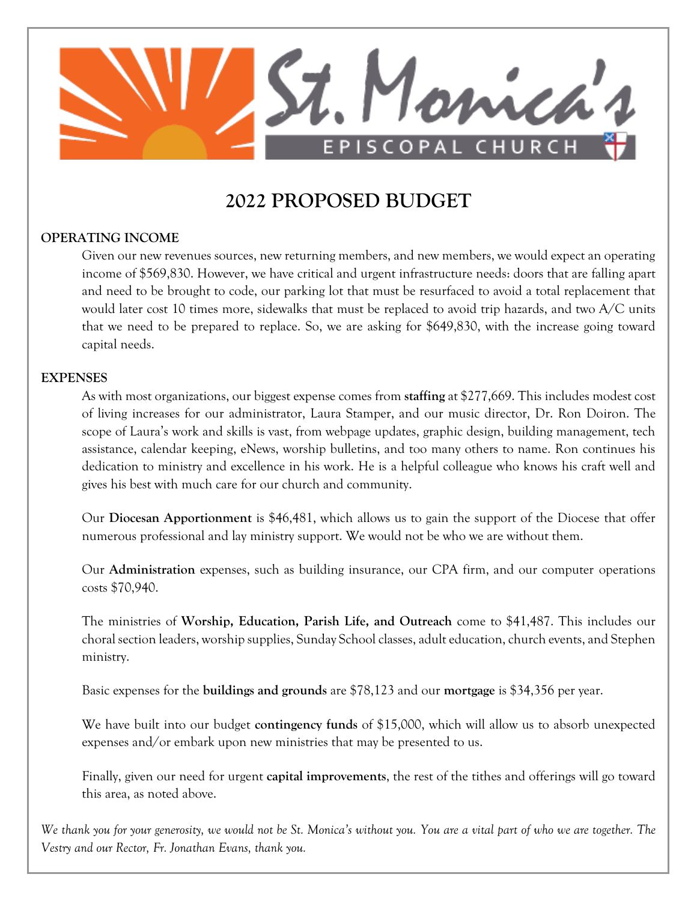St. Monica's

EPISCOPAL CHURCH

# 2022 PROPOSED BUDGET

**OPERATING INCOME**

Given our new revenues sources, new returning members, and new members, we would expect an operating income of $569,830. However, we have critical and urgent infrastructure needs: doors that are falling apart and need to be brought to code, our parking lot that must be resurfaced to avoid a total replacement that would later cost 10 times more, sidewalks that must be replaced to avoid trip hazards, and two A/C units that we need to be prepared to replace. So, we are asking for $649,830, with the increase going toward capital needs.

**EXPENSES**

As with most organizations, our biggest expense comes from **staffing** at $277,669. This includes modest cost of living increases for our administrator, Laura Stamper, and our music director, Dr. Ron Doiron. The scope of Laura's work and skills is vast, from webpage updates, graphic design, building management, tech assistance, calendar keeping, eNews, worship bulletins, and too many others to name. Ron continues his dedication to ministry and excellence in his work. He is a helpful colleague who knows his craft well and gives his best with much care for our church and community.

Our **Diocesan Apportionment** is $46,481, which allows us to gain the support of the Diocese that offer numerous professional and lay ministry support. We would not be who we are without them.

Our **Administration** expenses, such as building insurance, our CPA firm, and our computer operations costs $70,940.

The ministries of **Worship, Education, Parish Life, and Outreach** come to $41,487. This includes our choral section leaders, worship supplies, Sunday School classes, adult education, church events, and Stephen ministry.

Basic expenses for the **buildings and grounds** are $78,123 and our **mortgage** is $34,356 per year.

We have built into our budget **contingency funds** of $15,000, which will allow us to absorb unexpected expenses and/or embark upon new ministries that may be presented to us.

Finally, given our need for urgent **capital improvements**, the rest of the tithes and offerings will go toward this area, as noted above.

*We thank you for your generosity, we would not be St. Monica's without you. You are a vital part of who we are together. The Vestry and our Rector, Fr. Jonathan Evans, thank you.*